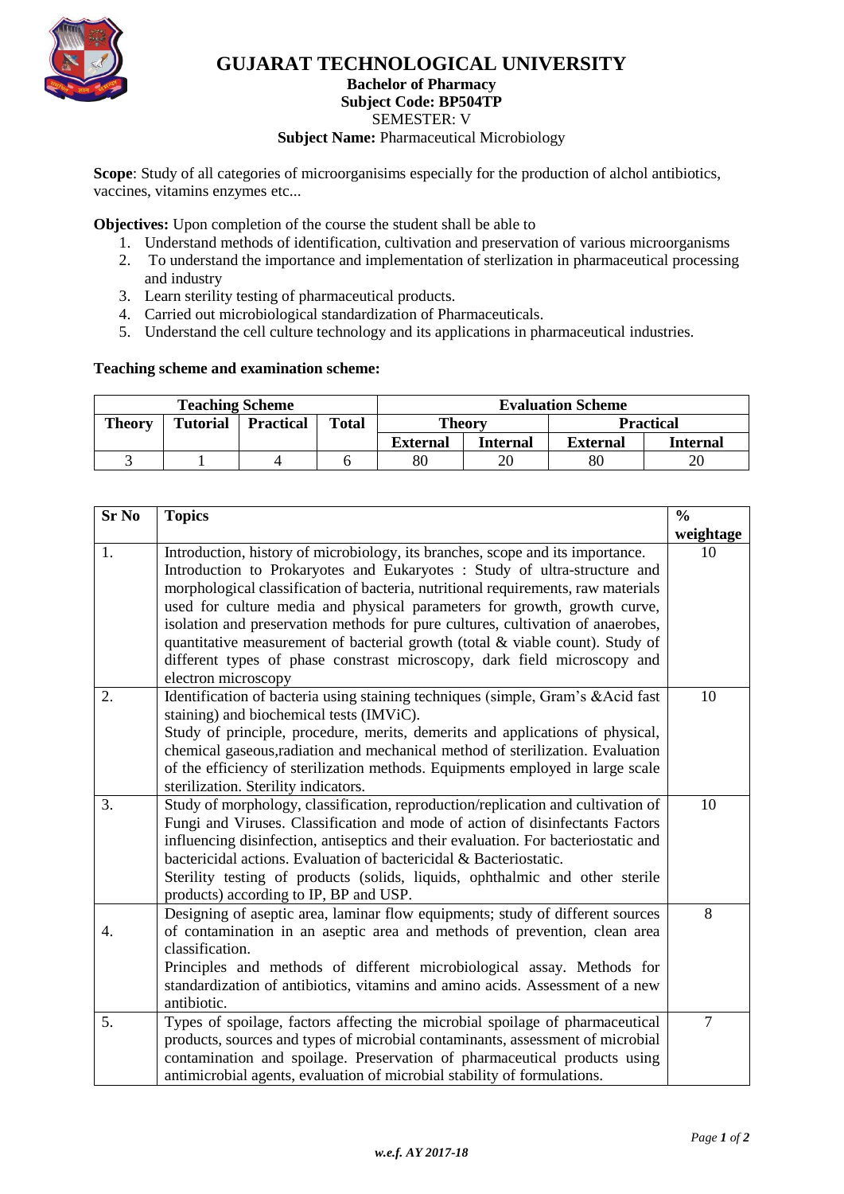# GUJARAT TECHNOLOGICAL UNIVERSITY

**Bachelor of Pharmacy**
**Subject Code: BP504TP**
SEMESTER: V
**Subject Name:** Pharmaceutical Microbiology

**Scope**: Study of all categories of microorganisims especially for the production of alchol antibiotics, vaccines, vitamins enzymes etc...

**Objectives:** Upon completion of the course the student shall be able to

1. Understand methods of identification, cultivation and preservation of various microorganisms
2. To understand the importance and implementation of sterlization in pharmaceutical processing and industry
3. Learn sterility testing of pharmaceutical products.
4. Carried out microbiological standardization of Pharmaceuticals.
5. Understand the cell culture technology and its applications in pharmaceutical industries.

**Teaching scheme and examination scheme:**

| **Teaching Scheme** | | | | **Evaluation Scheme** | | | |
|---|---|---|---|---|---|---|---|
| **Theory** | **Tutorial** | **Practical** | **Total** | **Theory** | | **Practical** | |
| | | | | **External** | **Internal** | **External** | **Internal** |
| 3 | 1 | 4 | 6 | 80 | 20 | 80 | 20 |

| **Sr No** | **Topics** | **% weightage** |
|---|---|---|
| 1. | Introduction, history of microbiology, its branches, scope and its importance. Introduction to Prokaryotes and Eukaryotes : Study of ultra-structure and morphological classification of bacteria, nutritional requirements, raw materials used for culture media and physical parameters for growth, growth curve, isolation and preservation methods for pure cultures, cultivation of anaerobes, quantitative measurement of bacterial growth (total & viable count). Study of different types of phase constrast microscopy, dark field microscopy and electron microscopy | 10 |
| 2. | Identification of bacteria using staining techniques (simple, Gram's &Acid fast staining) and biochemical tests (IMViC). Study of principle, procedure, merits, demerits and applications of physical, chemical gaseous,radiation and mechanical method of sterilization. Evaluation of the efficiency of sterilization methods. Equipments employed in large scale sterilization. Sterility indicators. | 10 |
| 3. | Study of morphology, classification, reproduction/replication and cultivation of Fungi and Viruses. Classification and mode of action of disinfectants Factors influencing disinfection, antiseptics and their evaluation. For bacteriostatic and bactericidal actions. Evaluation of bactericidal & Bacteriostatic. Sterility testing of products (solids, liquids, ophthalmic and other sterile products) according to IP, BP and USP. | 10 |
| 4. | Designing of aseptic area, laminar flow equipments; study of different sources of contamination in an aseptic area and methods of prevention, clean area classification. Principles and methods of different microbiological assay. Methods for standardization of antibiotics, vitamins and amino acids. Assessment of a new antibiotic. | 8 |
| 5. | Types of spoilage, factors affecting the microbial spoilage of pharmaceutical products, sources and types of microbial contaminants, assessment of microbial contamination and spoilage. Preservation of pharmaceutical products using antimicrobial agents, evaluation of microbial stability of formulations. | 7 |

*w.e.f. AY 2017-18*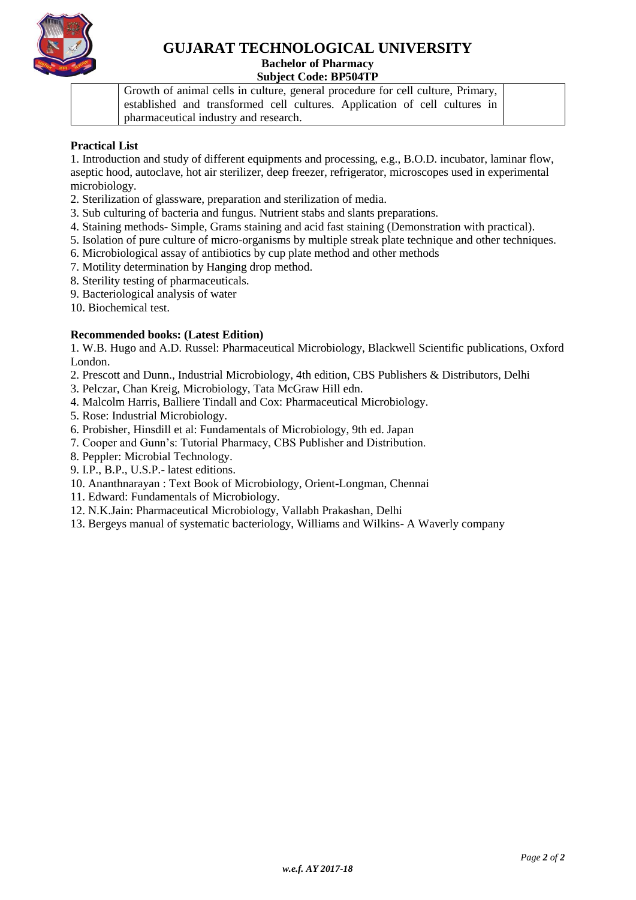| | | |
|---|---|---|
| | Growth of animal cells in culture, general procedure for cell culture, Primary, established and transformed cell cultures. Application of cell cultures in pharmaceutical industry and research. | |

**Practical List**

1. Introduction and study of different equipments and processing, e.g., B.O.D. incubator, laminar flow, aseptic hood, autoclave, hot air sterilizer, deep freezer, refrigerator, microscopes used in experimental microbiology.
2. Sterilization of glassware, preparation and sterilization of media.
3. Sub culturing of bacteria and fungus. Nutrient stabs and slants preparations.
4. Staining methods- Simple, Grams staining and acid fast staining (Demonstration with practical).
5. Isolation of pure culture of micro-organisms by multiple streak plate technique and other techniques.
6. Microbiological assay of antibiotics by cup plate method and other methods
7. Motility determination by Hanging drop method.
8. Sterility testing of pharmaceuticals.
9. Bacteriological analysis of water
10. Biochemical test.

**Recommended books: (Latest Edition)**

1. W.B. Hugo and A.D. Russel: Pharmaceutical Microbiology, Blackwell Scientific publications, Oxford London.
2. Prescott and Dunn., Industrial Microbiology, 4th edition, CBS Publishers & Distributors, Delhi
3. Pelczar, Chan Kreig, Microbiology, Tata McGraw Hill edn.
4. Malcolm Harris, Balliere Tindall and Cox: Pharmaceutical Microbiology.
5. Rose: Industrial Microbiology.
6. Probisher, Hinsdill et al: Fundamentals of Microbiology, 9th ed. Japan
7. Cooper and Gunn's: Tutorial Pharmacy, CBS Publisher and Distribution.
8. Peppler: Microbial Technology.
9. I.P., B.P., U.S.P.- latest editions.
10. Ananthnarayan : Text Book of Microbiology, Orient-Longman, Chennai
11. Edward: Fundamentals of Microbiology.
12. N.K.Jain: Pharmaceutical Microbiology, Vallabh Prakashan, Delhi
13. Bergeys manual of systematic bacteriology, Williams and Wilkins- A Waverly company